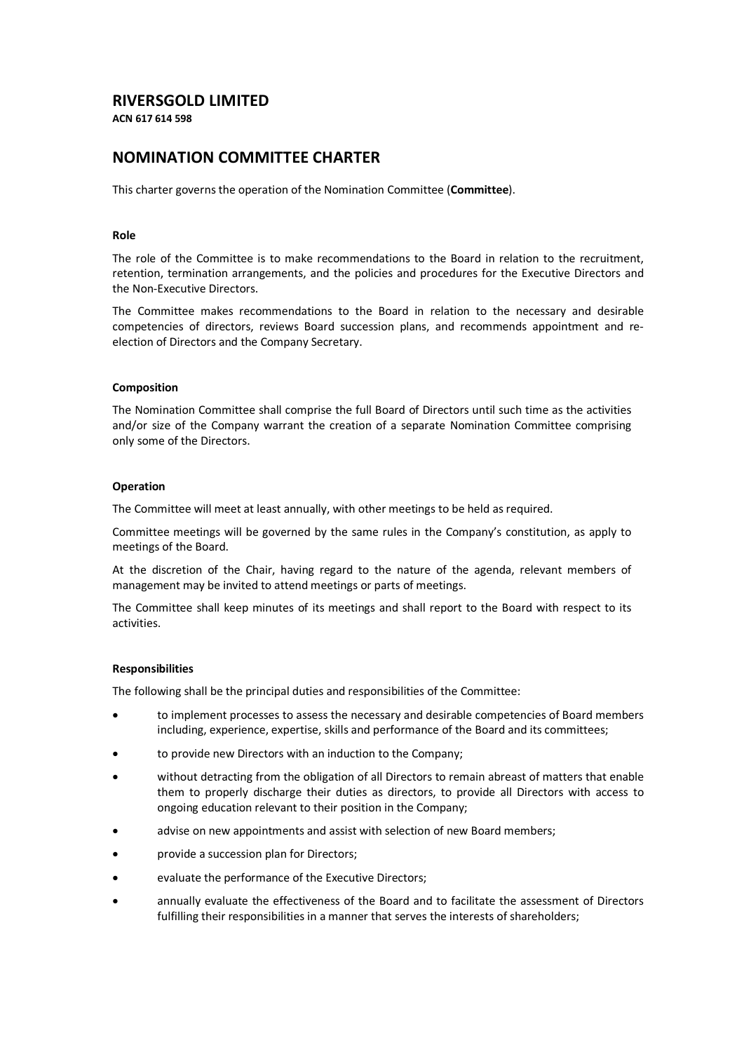# RIVERSGOLD LIMITED

**ACN 617 614 598**

## NOMINATION COMMITTEE CHARTER

This charter governs the operation of the Nomination Committee (**Committee**).

### Role

The role of the Committee is to make recommendations to the Board in relation to the recruitment, retention, termination arrangements, and the policies and procedures for the Executive Directors and the Non-Executive Directors.

The Committee makes recommendations to the Board in relation to the necessary and desirable competencies of directors, reviews Board succession plans, and recommends appointment and re-election of Directors and the Company Secretary.

### Composition

The Nomination Committee shall comprise the full Board of Directors until such time as the activities and/or size of the Company warrant the creation of a separate Nomination Committee comprising only some of the Directors.

### Operation

The Committee will meet at least annually, with other meetings to be held as required.

Committee meetings will be governed by the same rules in the Company's constitution, as apply to meetings of the Board.

At the discretion of the Chair, having regard to the nature of the agenda, relevant members of management may be invited to attend meetings or parts of meetings.

The Committee shall keep minutes of its meetings and shall report to the Board with respect to its activities.

### Responsibilities

The following shall be the principal duties and responsibilities of the Committee:

- to implement processes to assess the necessary and desirable competencies of Board members including, experience, expertise, skills and performance of the Board and its committees;
- to provide new Directors with an induction to the Company;
- without detracting from the obligation of all Directors to remain abreast of matters that enable them to properly discharge their duties as directors, to provide all Directors with access to ongoing education relevant to their position in the Company;
- advise on new appointments and assist with selection of new Board members;
- provide a succession plan for Directors;
- evaluate the performance of the Executive Directors;
- annually evaluate the effectiveness of the Board and to facilitate the assessment of Directors fulfilling their responsibilities in a manner that serves the interests of shareholders;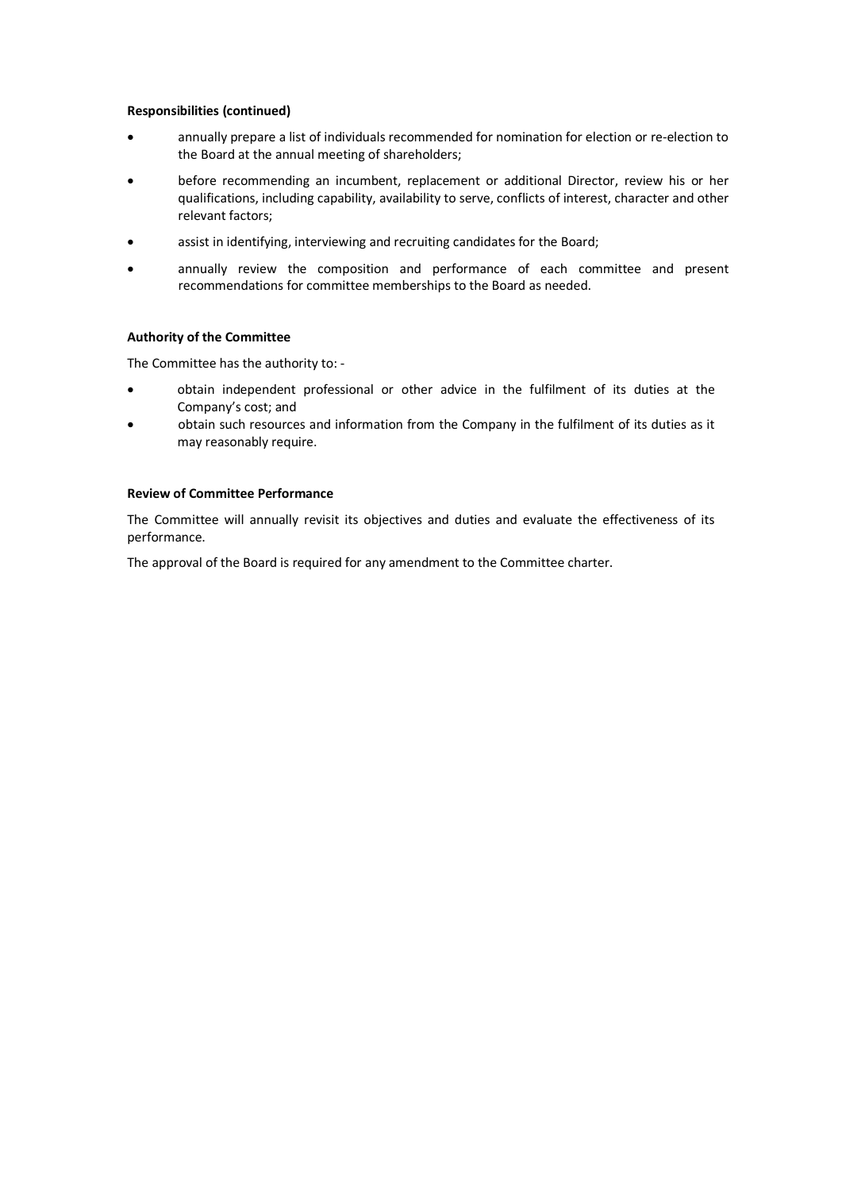**Responsibilities (continued)**

- annually prepare a list of individuals recommended for nomination for election or re-election to the Board at the annual meeting of shareholders;
- before recommending an incumbent, replacement or additional Director, review his or her qualifications, including capability, availability to serve, conflicts of interest, character and other relevant factors;
- assist in identifying, interviewing and recruiting candidates for the Board;
- annually review the composition and performance of each committee and present recommendations for committee memberships to the Board as needed.

**Authority of the Committee**

The Committee has the authority to: -

- obtain independent professional or other advice in the fulfilment of its duties at the Company's cost; and
- obtain such resources and information from the Company in the fulfilment of its duties as it may reasonably require.

**Review of Committee Performance**

The Committee will annually revisit its objectives and duties and evaluate the effectiveness of its performance.

The approval of the Board is required for any amendment to the Committee charter.